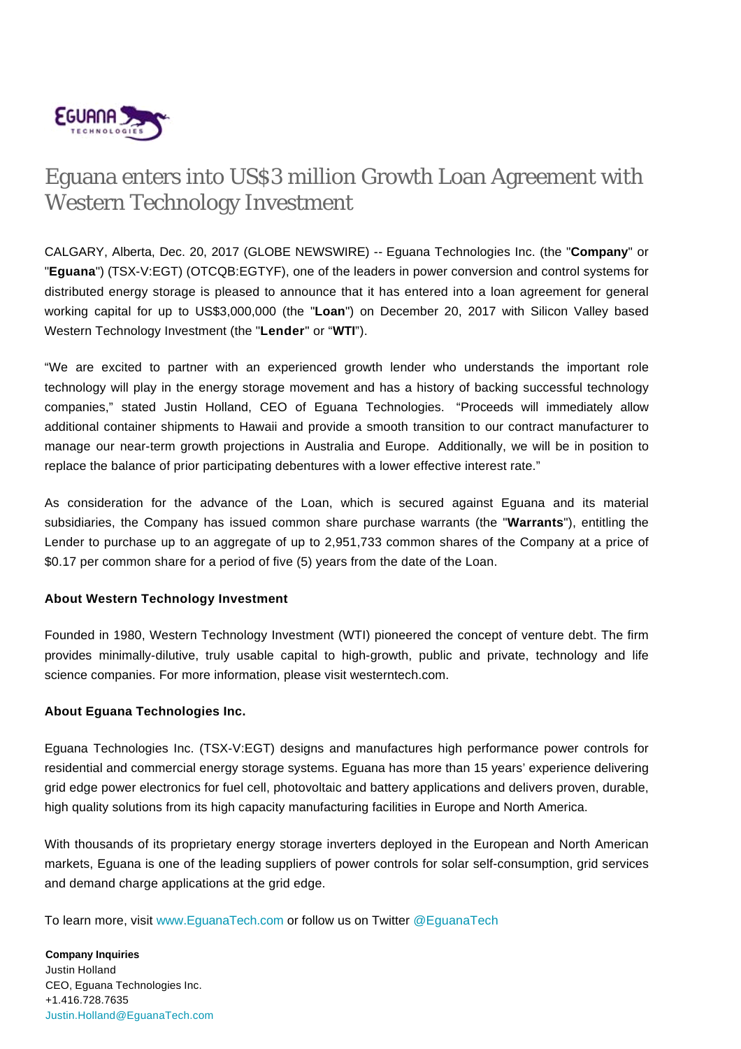# Eguana enters into US$3 million Growth Loan Agreement with Western Technology Investment

CALGARY, Alberta, Dec. 20, 2017 (GLOBE NEWSWIRE) -- Eguana Technologies Inc. (the "**Company**" or "**Eguana**") (TSX-V:EGT) (OTCQB:EGTYF), one of the leaders in power conversion and control systems for distributed energy storage is pleased to announce that it has entered into a loan agreement for general working capital for up to US$3,000,000 (the "**Loan**") on December 20, 2017 with Silicon Valley based Western Technology Investment (the "**Lender**" or "**WTI**").

"We are excited to partner with an experienced growth lender who understands the important role technology will play in the energy storage movement and has a history of backing successful technology companies," stated Justin Holland, CEO of Eguana Technologies. "Proceeds will immediately allow additional container shipments to Hawaii and provide a smooth transition to our contract manufacturer to manage our near-term growth projections in Australia and Europe. Additionally, we will be in position to replace the balance of prior participating debentures with a lower effective interest rate."

As consideration for the advance of the Loan, which is secured against Eguana and its material subsidiaries, the Company has issued common share purchase warrants (the "**Warrants**"), entitling the Lender to purchase up to an aggregate of up to 2,951,733 common shares of the Company at a price of $0.17 per common share for a period of five (5) years from the date of the Loan.

**About Western Technology Investment**

Founded in 1980, Western Technology Investment (WTI) pioneered the concept of venture debt. The firm provides minimally-dilutive, truly usable capital to high-growth, public and private, technology and life science companies. For more information, please visit westerntech.com.

**About Eguana Technologies Inc.**

Eguana Technologies Inc. (TSX-V:EGT) designs and manufactures high performance power controls for residential and commercial energy storage systems. Eguana has more than 15 years' experience delivering grid edge power electronics for fuel cell, photovoltaic and battery applications and delivers proven, durable, high quality solutions from its high capacity manufacturing facilities in Europe and North America.

With thousands of its proprietary energy storage inverters deployed in the European and North American markets, Eguana is one of the leading suppliers of power controls for solar self-consumption, grid services and demand charge applications at the grid edge.

To learn more, visit www.EguanaTech.com or follow us on Twitter @EguanaTech

**Company Inquiries**
Justin Holland
CEO, Eguana Technologies Inc.
+1.416.728.7635
Justin.Holland@EguanaTech.com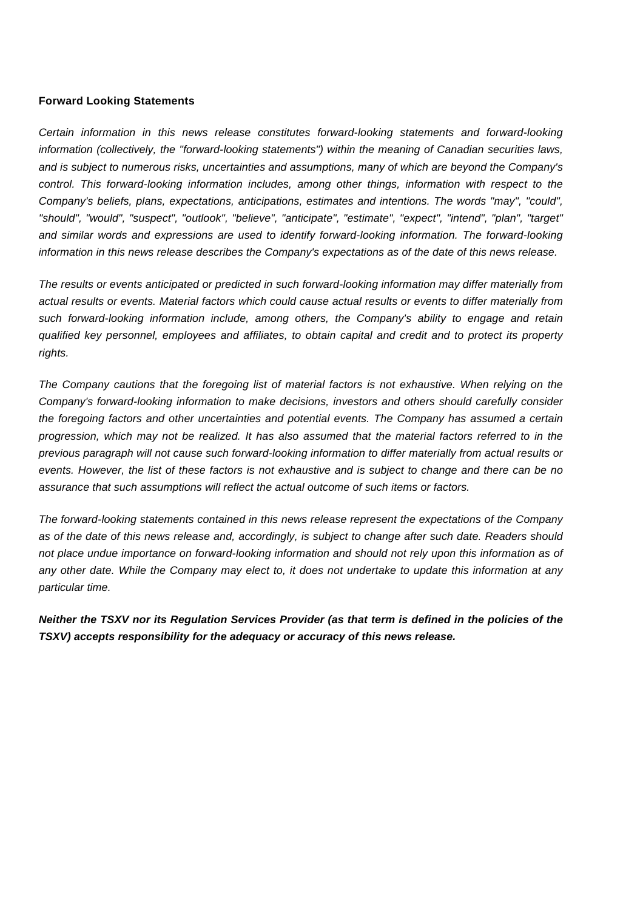**Forward Looking Statements**

*Certain information in this news release constitutes forward-looking statements and forward-looking information (collectively, the "forward-looking statements") within the meaning of Canadian securities laws, and is subject to numerous risks, uncertainties and assumptions, many of which are beyond the Company's control. This forward-looking information includes, among other things, information with respect to the Company's beliefs, plans, expectations, anticipations, estimates and intentions. The words "may", "could", "should", "would", "suspect", "outlook", "believe", "anticipate", "estimate", "expect", "intend", "plan", "target" and similar words and expressions are used to identify forward-looking information. The forward-looking information in this news release describes the Company's expectations as of the date of this news release.*

*The results or events anticipated or predicted in such forward-looking information may differ materially from actual results or events. Material factors which could cause actual results or events to differ materially from such forward-looking information include, among others, the Company's ability to engage and retain qualified key personnel, employees and affiliates, to obtain capital and credit and to protect its property rights.*

*The Company cautions that the foregoing list of material factors is not exhaustive. When relying on the Company's forward-looking information to make decisions, investors and others should carefully consider the foregoing factors and other uncertainties and potential events. The Company has assumed a certain progression, which may not be realized. It has also assumed that the material factors referred to in the previous paragraph will not cause such forward-looking information to differ materially from actual results or events. However, the list of these factors is not exhaustive and is subject to change and there can be no assurance that such assumptions will reflect the actual outcome of such items or factors.*

*The forward-looking statements contained in this news release represent the expectations of the Company as of the date of this news release and, accordingly, is subject to change after such date. Readers should not place undue importance on forward-looking information and should not rely upon this information as of any other date. While the Company may elect to, it does not undertake to update this information at any particular time.*

***Neither the TSXV nor its Regulation Services Provider (as that term is defined in the policies of the TSXV) accepts responsibility for the adequacy or accuracy of this news release.***